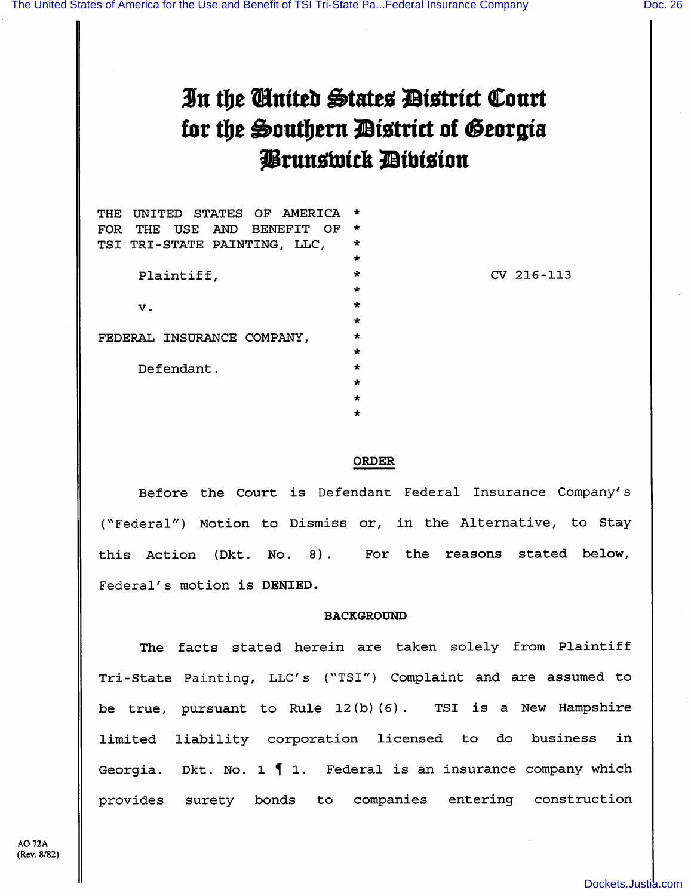# In the United States District Court for the Southern District of Georgia Brunswick Division

| | | |
|---|---|---|
| THE UNITED STATES OF AMERICA FOR THE USE AND BENEFIT OF TSI TRI-STATE PAINTING, LLC, | * | |
| Plaintiff, | * | CV 216-113 |
| v. | * | |
| FEDERAL INSURANCE COMPANY, | * | |
| Defendant. | * | |

**ORDER**

Before the Court is Defendant Federal Insurance Company's ("Federal") Motion to Dismiss or, in the Alternative, to Stay this Action (Dkt. No. 8). For the reasons stated below, Federal's motion is **DENIED.**

**BACKGROUND**

The facts stated herein are taken solely from Plaintiff Tri-State Painting, LLC's ("TSI") Complaint and are assumed to be true, pursuant to Rule 12(b)(6). TSI is a New Hampshire limited liability corporation licensed to do business in Georgia. Dkt. No. 1 ¶ 1. Federal is an insurance company which provides surety bonds to companies entering construction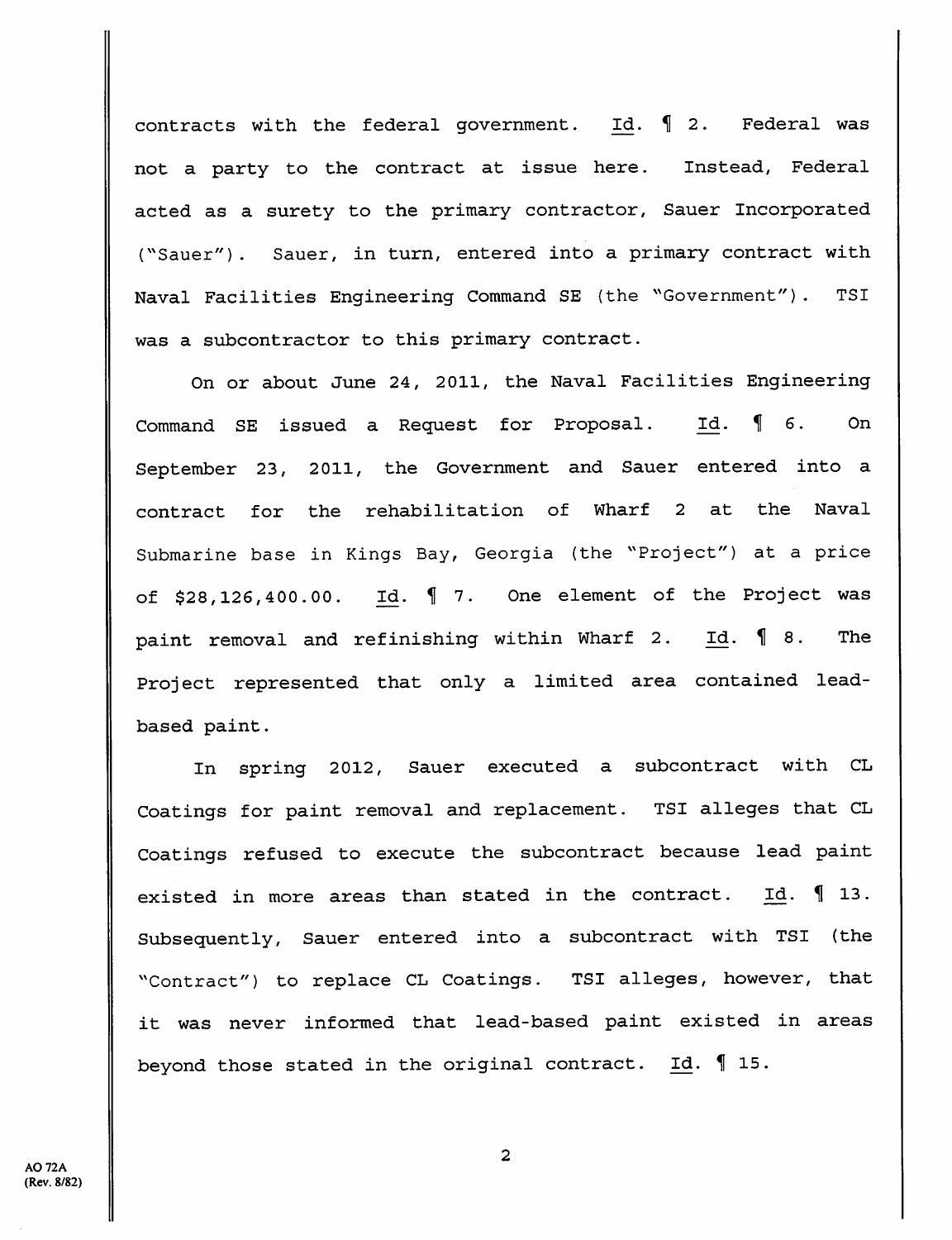contracts with the federal government. Id. ¶ 2. Federal was not a party to the contract at issue here. Instead, Federal acted as a surety to the primary contractor, Sauer Incorporated ("Sauer"). Sauer, in turn, entered into a primary contract with Naval Facilities Engineering Command SE (the "Government"). TSI was a subcontractor to this primary contract.

On or about June 24, 2011, the Naval Facilities Engineering Command SE issued a Request for Proposal. Id. ¶ 6. On September 23, 2011, the Government and Sauer entered into a contract for the rehabilitation of Wharf 2 at the Naval Submarine base in Kings Bay, Georgia (the "Project") at a price of $28,126,400.00. Id. ¶ 7. One element of the Project was paint removal and refinishing within Wharf 2. Id. ¶ 8. The Project represented that only a limited area contained lead-based paint.

In spring 2012, Sauer executed a subcontract with CL Coatings for paint removal and replacement. TSI alleges that CL Coatings refused to execute the subcontract because lead paint existed in more areas than stated in the contract. Id. ¶ 13. Subsequently, Sauer entered into a subcontract with TSI (the "Contract") to replace CL Coatings. TSI alleges, however, that it was never informed that lead-based paint existed in areas beyond those stated in the original contract. Id. ¶ 15.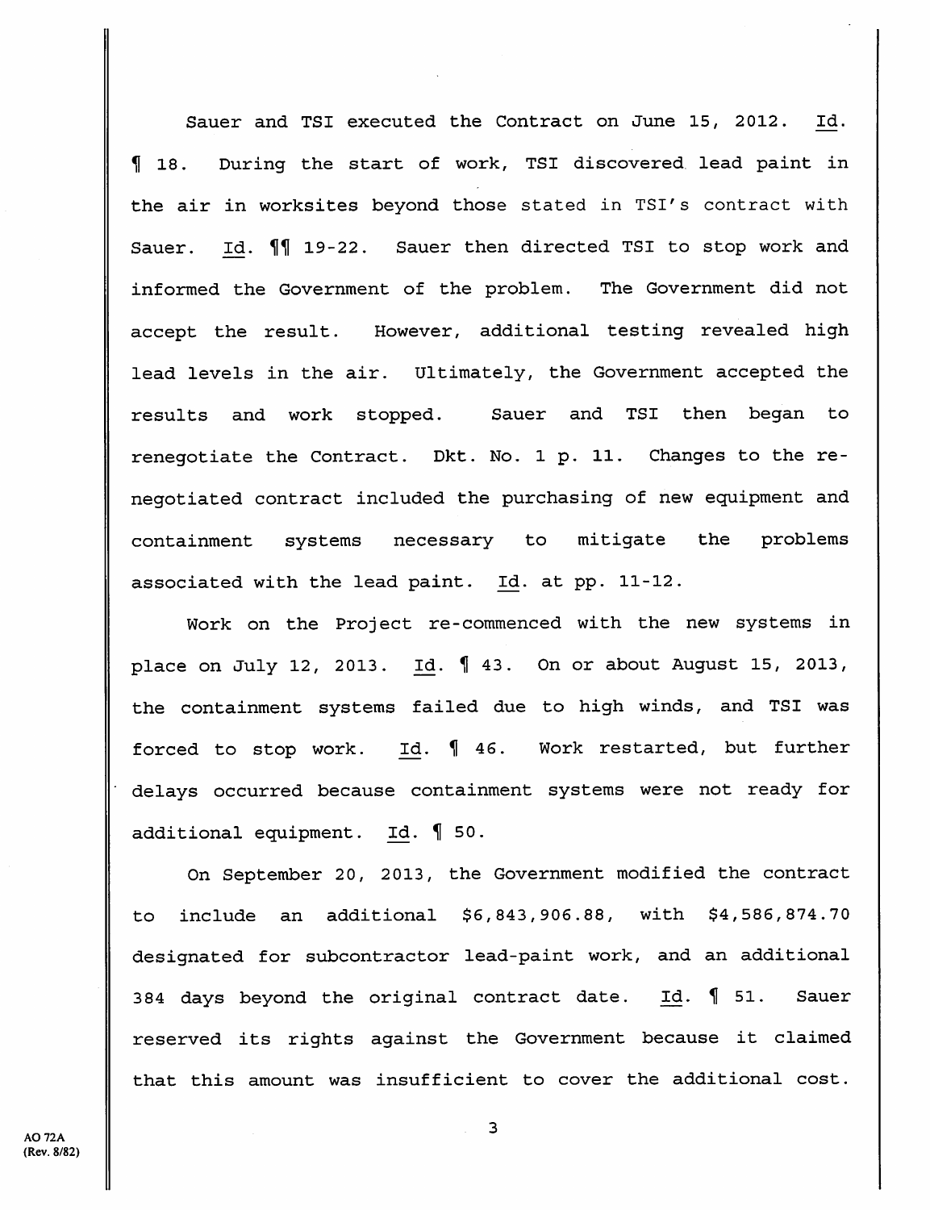Sauer and TSI executed the Contract on June 15, 2012. Id. ¶ 18. During the start of work, TSI discovered lead paint in the air in worksites beyond those stated in TSI's contract with Sauer. Id. ¶¶ 19-22. Sauer then directed TSI to stop work and informed the Government of the problem. The Government did not accept the result. However, additional testing revealed high lead levels in the air. Ultimately, the Government accepted the results and work stopped. Sauer and TSI then began to renegotiate the Contract. Dkt. No. 1 p. 11. Changes to the re-negotiated contract included the purchasing of new equipment and containment systems necessary to mitigate the problems associated with the lead paint. Id. at pp. 11-12.

Work on the Project re-commenced with the new systems in place on July 12, 2013. Id. ¶ 43. On or about August 15, 2013, the containment systems failed due to high winds, and TSI was forced to stop work. Id. ¶ 46. Work restarted, but further delays occurred because containment systems were not ready for additional equipment. Id. ¶ 50.

On September 20, 2013, the Government modified the contract to include an additional $6,843,906.88, with $4,586,874.70 designated for subcontractor lead-paint work, and an additional 384 days beyond the original contract date. Id. ¶ 51. Sauer reserved its rights against the Government because it claimed that this amount was insufficient to cover the additional cost.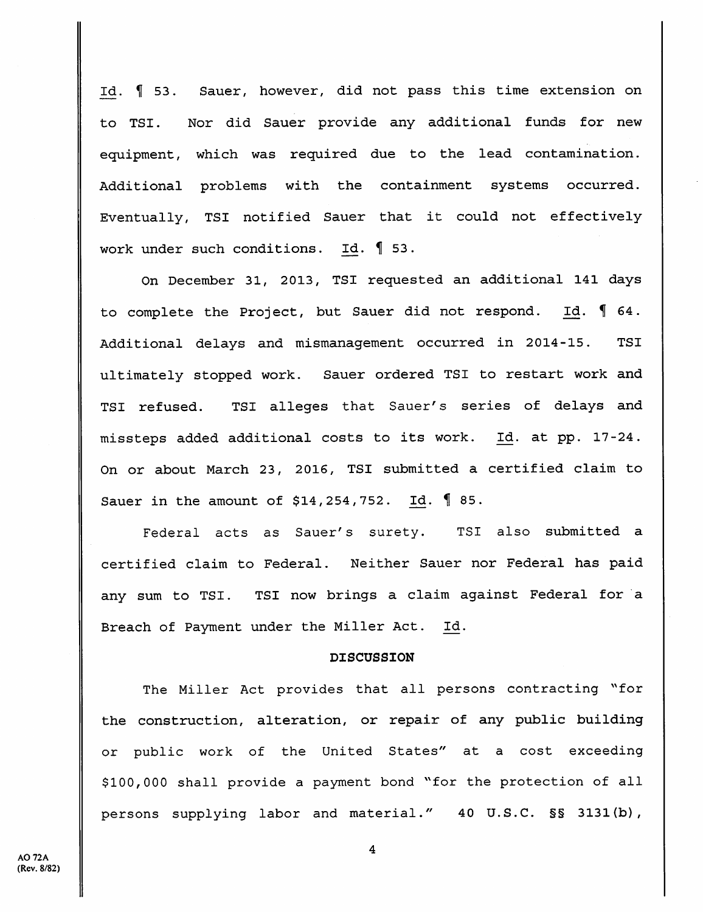Id. ¶ 53. Sauer, however, did not pass this time extension on to TSI. Nor did Sauer provide any additional funds for new equipment, which was required due to the lead contamination. Additional problems with the containment systems occurred. Eventually, TSI notified Sauer that it could not effectively work under such conditions. Id. ¶ 53.

On December 31, 2013, TSI requested an additional 141 days to complete the Project, but Sauer did not respond. Id. ¶ 64. Additional delays and mismanagement occurred in 2014-15. TSI ultimately stopped work. Sauer ordered TSI to restart work and TSI refused. TSI alleges that Sauer's series of delays and missteps added additional costs to its work. Id. at pp. 17-24. On or about March 23, 2016, TSI submitted a certified claim to Sauer in the amount of $14,254,752. Id. ¶ 85.

Federal acts as Sauer's surety. TSI also submitted a certified claim to Federal. Neither Sauer nor Federal has paid any sum to TSI. TSI now brings a claim against Federal for a Breach of Payment under the Miller Act. Id.

**DISCUSSION**

The Miller Act provides that all persons contracting "for the construction, alteration, or repair of any public building or public work of the United States" at a cost exceeding $100,000 shall provide a payment bond "for the protection of all persons supplying labor and material." 40 U.S.C. §§ 3131(b),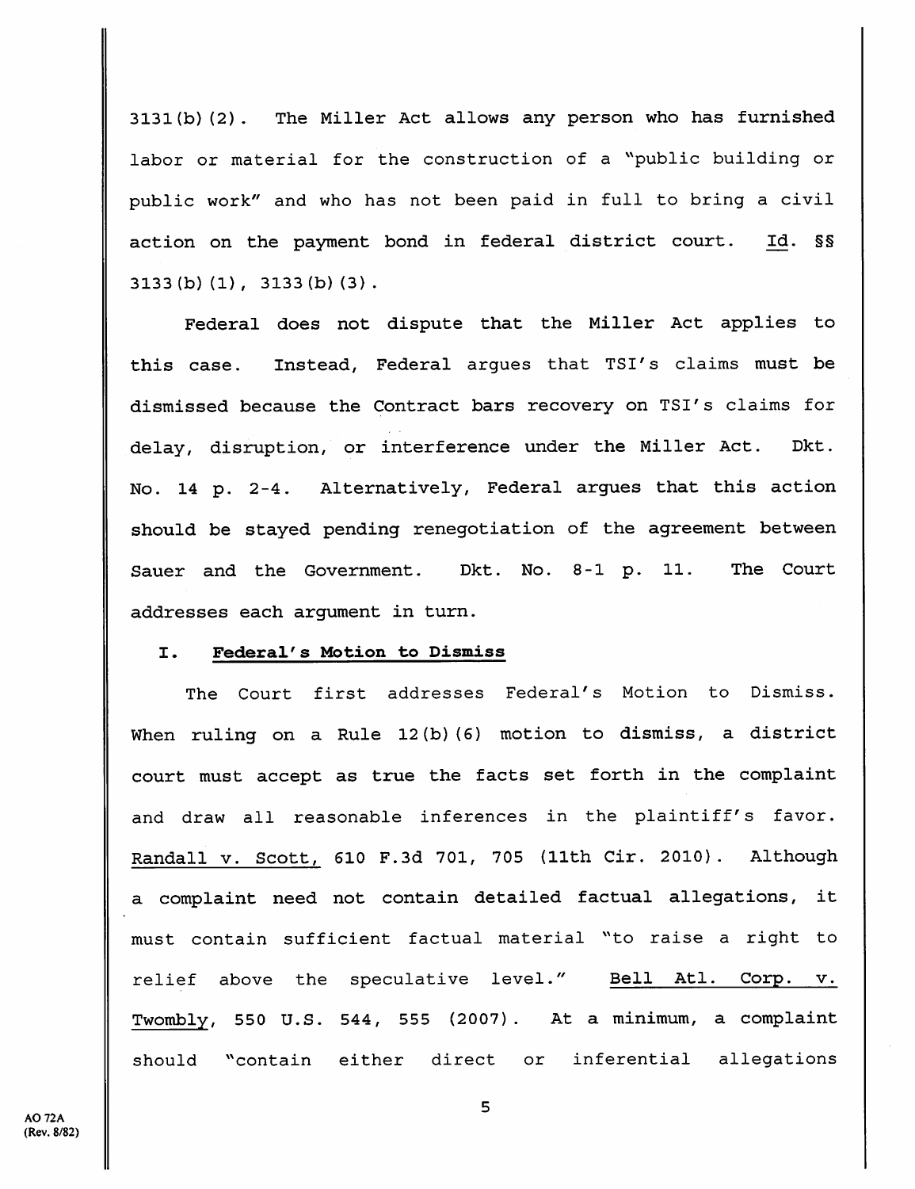3131(b)(2). The Miller Act allows any person who has furnished labor or material for the construction of a "public building or public work" and who has not been paid in full to bring a civil action on the payment bond in federal district court. Id. §§ 3133(b)(1), 3133(b)(3).

Federal does not dispute that the Miller Act applies to this case. Instead, Federal argues that TSI's claims must be dismissed because the Contract bars recovery on TSI's claims for delay, disruption, or interference under the Miller Act. Dkt. No. 14 p. 2-4. Alternatively, Federal argues that this action should be stayed pending renegotiation of the agreement between Sauer and the Government. Dkt. No. 8-1 p. 11. The Court addresses each argument in turn.

## I. Federal's Motion to Dismiss

The Court first addresses Federal's Motion to Dismiss. When ruling on a Rule 12(b)(6) motion to dismiss, a district court must accept as true the facts set forth in the complaint and draw all reasonable inferences in the plaintiff's favor. Randall v. Scott, 610 F.3d 701, 705 (11th Cir. 2010). Although a complaint need not contain detailed factual allegations, it must contain sufficient factual material "to raise a right to relief above the speculative level." Bell Atl. Corp. v. Twombly, 550 U.S. 544, 555 (2007). At a minimum, a complaint should "contain either direct or inferential allegations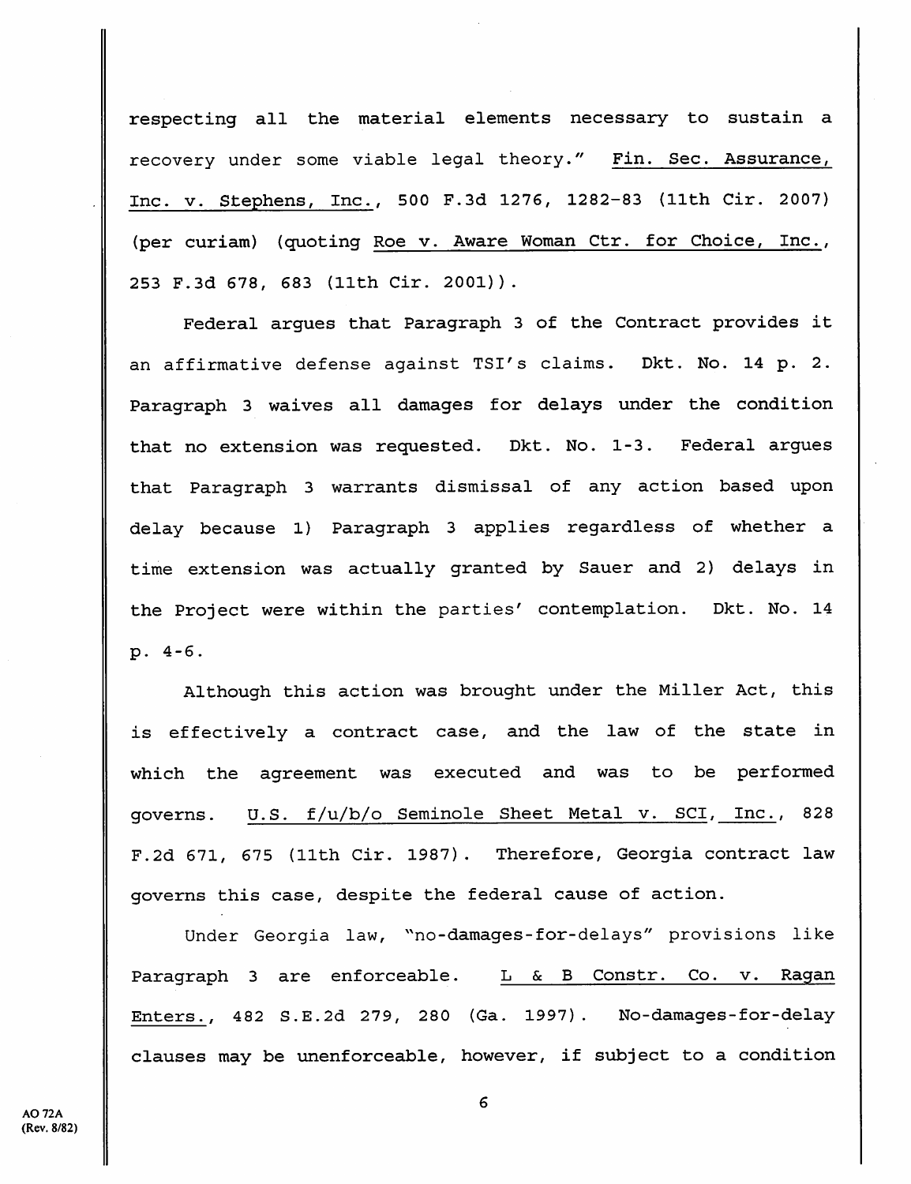respecting all the material elements necessary to sustain a recovery under some viable legal theory." Fin. Sec. Assurance, Inc. v. Stephens, Inc., 500 F.3d 1276, 1282-83 (11th Cir. 2007) (per curiam) (quoting Roe v. Aware Woman Ctr. for Choice, Inc., 253 F.3d 678, 683 (11th Cir. 2001)).

Federal argues that Paragraph 3 of the Contract provides it an affirmative defense against TSI's claims. Dkt. No. 14 p. 2. Paragraph 3 waives all damages for delays under the condition that no extension was requested. Dkt. No. 1-3. Federal argues that Paragraph 3 warrants dismissal of any action based upon delay because 1) Paragraph 3 applies regardless of whether a time extension was actually granted by Sauer and 2) delays in the Project were within the parties' contemplation. Dkt. No. 14 p. 4-6.

Although this action was brought under the Miller Act, this is effectively a contract case, and the law of the state in which the agreement was executed and was to be performed governs. U.S. f/u/b/o Seminole Sheet Metal v. SCI, Inc., 828 F.2d 671, 675 (11th Cir. 1987). Therefore, Georgia contract law governs this case, despite the federal cause of action.

Under Georgia law, "no-damages-for-delays" provisions like Paragraph 3 are enforceable. L & B Constr. Co. v. Ragan Enters., 482 S.E.2d 279, 280 (Ga. 1997). No-damages-for-delay clauses may be unenforceable, however, if subject to a condition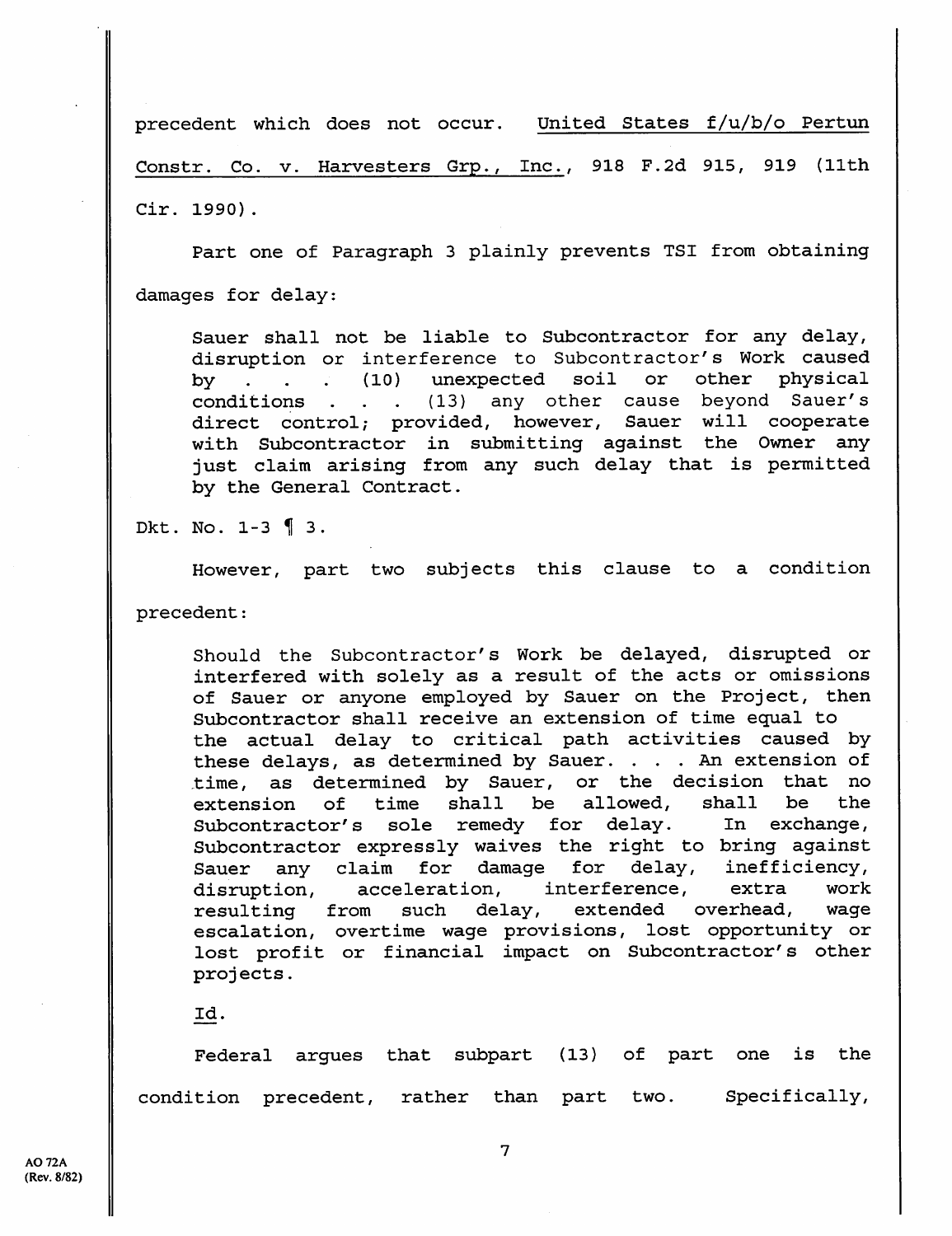precedent which does not occur. United States f/u/b/o Pertun Constr. Co. v. Harvesters Grp., Inc., 918 F.2d 915, 919 (11th Cir. 1990).

Part one of Paragraph 3 plainly prevents TSI from obtaining damages for delay:

> Sauer shall not be liable to Subcontractor for any delay, disruption or interference to Subcontractor's Work caused by . . . (10) unexpected soil or other physical conditions . . . (13) any other cause beyond Sauer's direct control; provided, however, Sauer will cooperate with Subcontractor in submitting against the Owner any just claim arising from any such delay that is permitted by the General Contract.

Dkt. No. 1-3 ¶ 3.

However, part two subjects this clause to a condition precedent:

> Should the Subcontractor's Work be delayed, disrupted or interfered with solely as a result of the acts or omissions of Sauer or anyone employed by Sauer on the Project, then Subcontractor shall receive an extension of time equal to the actual delay to critical path activities caused by these delays, as determined by Sauer. . . . An extension of time, as determined by Sauer, or the decision that no extension of time shall be allowed, shall be the Subcontractor's sole remedy for delay. In exchange, Subcontractor expressly waives the right to bring against Sauer any claim for damage for delay, inefficiency, disruption, acceleration, interference, extra work resulting from such delay, extended overhead, wage escalation, overtime wage provisions, lost opportunity or lost profit or financial impact on Subcontractor's other projects.
>
> Id.

Federal argues that subpart (13) of part one is the condition precedent, rather than part two. Specifically,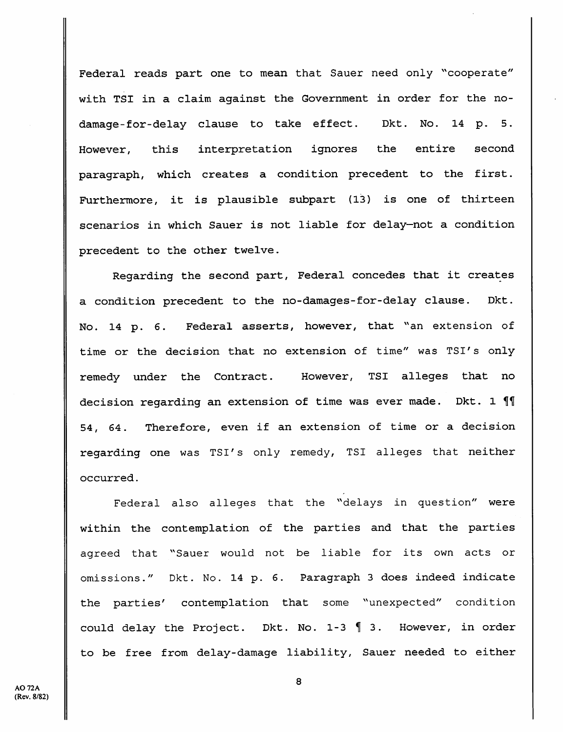Federal reads part one to mean that Sauer need only "cooperate" with TSI in a claim against the Government in order for the no-damage-for-delay clause to take effect. Dkt. No. 14 p. 5. However, this interpretation ignores the entire second paragraph, which creates a condition precedent to the first. Furthermore, it is plausible subpart (13) is one of thirteen scenarios in which Sauer is not liable for delay—not a condition precedent to the other twelve.

Regarding the second part, Federal concedes that it creates a condition precedent to the no-damages-for-delay clause. Dkt. No. 14 p. 6. Federal asserts, however, that "an extension of time or the decision that no extension of time" was TSI's only remedy under the Contract. However, TSI alleges that no decision regarding an extension of time was ever made. Dkt. 1 ¶¶ 54, 64. Therefore, even if an extension of time or a decision regarding one was TSI's only remedy, TSI alleges that neither occurred.

Federal also alleges that the "delays in question" were within the contemplation of the parties and that the parties agreed that "Sauer would not be liable for its own acts or omissions." Dkt. No. 14 p. 6. Paragraph 3 does indeed indicate the parties' contemplation that some "unexpected" condition could delay the Project. Dkt. No. 1-3 ¶ 3. However, in order to be free from delay-damage liability, Sauer needed to either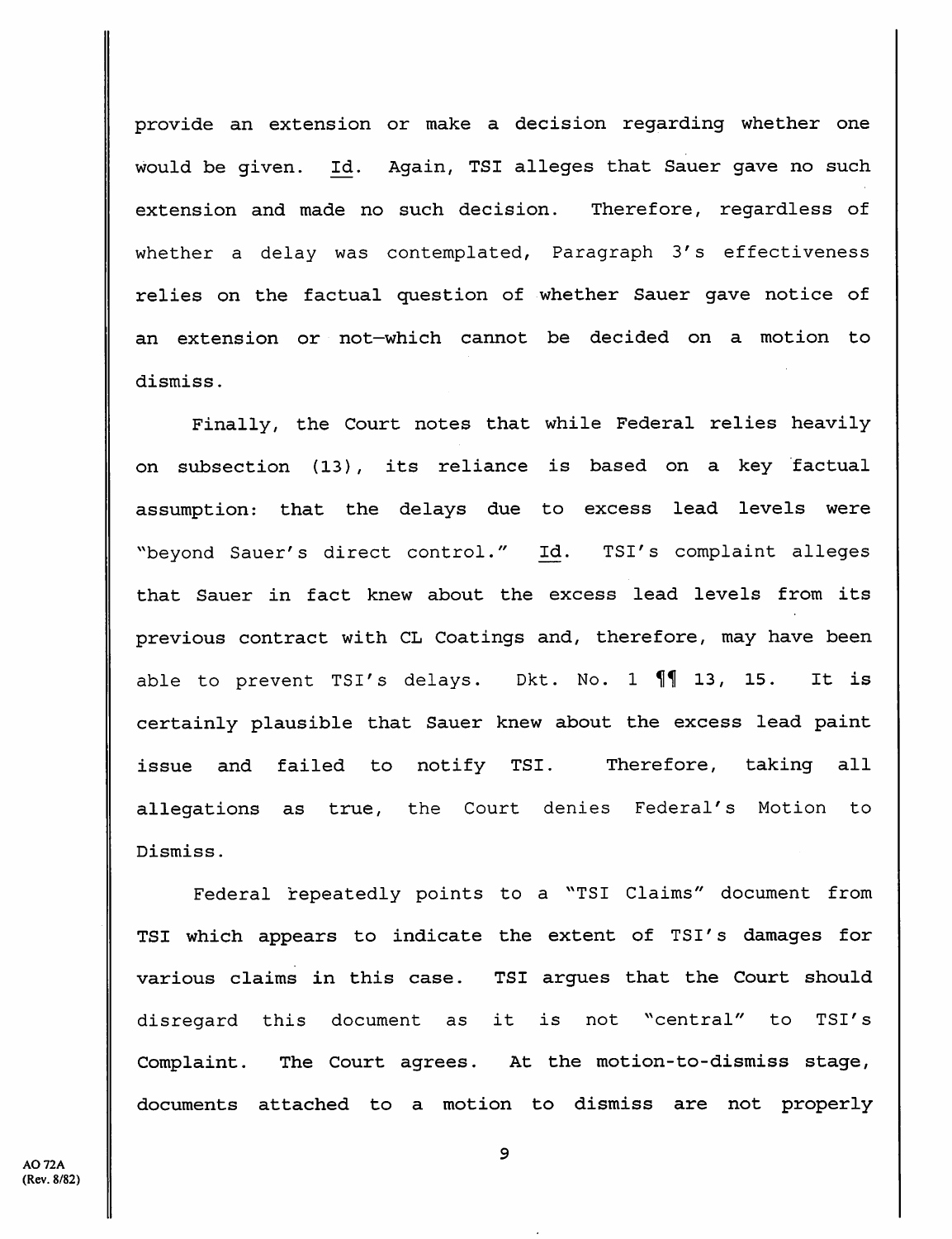provide an extension or make a decision regarding whether one would be given. Id. Again, TSI alleges that Sauer gave no such extension and made no such decision. Therefore, regardless of whether a delay was contemplated, Paragraph 3's effectiveness relies on the factual question of whether Sauer gave notice of an extension or not—which cannot be decided on a motion to dismiss.

Finally, the Court notes that while Federal relies heavily on subsection (13), its reliance is based on a key factual assumption: that the delays due to excess lead levels were "beyond Sauer's direct control." Id. TSI's complaint alleges that Sauer in fact knew about the excess lead levels from its previous contract with CL Coatings and, therefore, may have been able to prevent TSI's delays. Dkt. No. 1 ¶¶ 13, 15. It is certainly plausible that Sauer knew about the excess lead paint issue and failed to notify TSI. Therefore, taking all allegations as true, the Court denies Federal's Motion to Dismiss.

Federal repeatedly points to a "TSI Claims" document from TSI which appears to indicate the extent of TSI's damages for various claims in this case. TSI argues that the Court should disregard this document as it is not "central" to TSI's Complaint. The Court agrees. At the motion-to-dismiss stage, documents attached to a motion to dismiss are not properly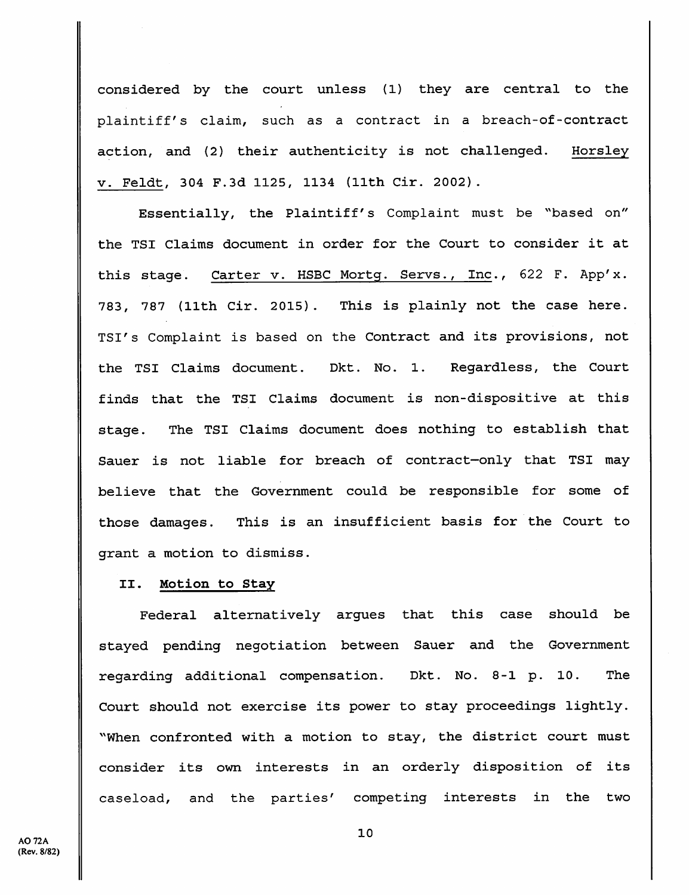considered by the court unless (1) they are central to the plaintiff's claim, such as a contract in a breach-of-contract action, and (2) their authenticity is not challenged. Horsley v. Feldt, 304 F.3d 1125, 1134 (11th Cir. 2002).

Essentially, the Plaintiff's Complaint must be "based on" the TSI Claims document in order for the Court to consider it at this stage. Carter v. HSBC Mortg. Servs., Inc., 622 F. App'x. 783, 787 (11th Cir. 2015). This is plainly not the case here. TSI's Complaint is based on the Contract and its provisions, not the TSI Claims document. Dkt. No. 1. Regardless, the Court finds that the TSI Claims document is non-dispositive at this stage. The TSI Claims document does nothing to establish that Sauer is not liable for breach of contract—only that TSI may believe that the Government could be responsible for some of those damages. This is an insufficient basis for the Court to grant a motion to dismiss.

## II. Motion to Stay

Federal alternatively argues that this case should be stayed pending negotiation between Sauer and the Government regarding additional compensation. Dkt. No. 8-1 p. 10. The Court should not exercise its power to stay proceedings lightly. "When confronted with a motion to stay, the district court must consider its own interests in an orderly disposition of its caseload, and the parties' competing interests in the two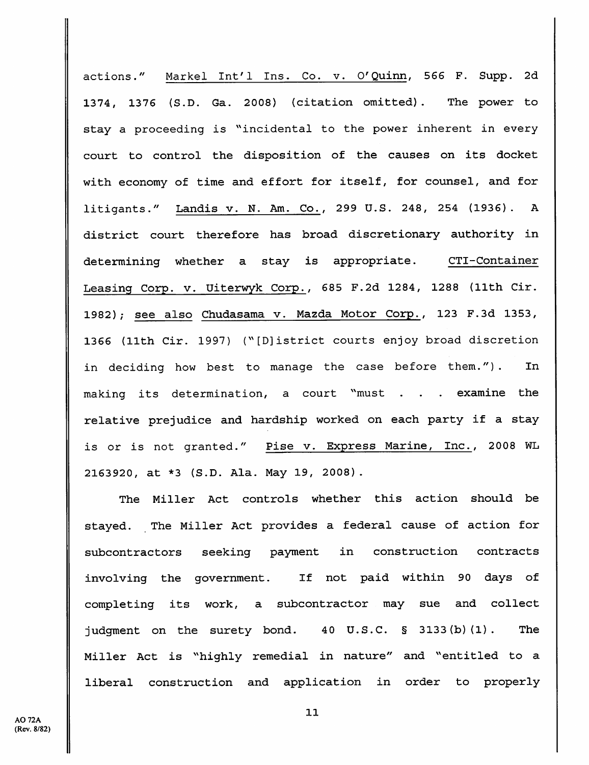actions." Markel Int'l Ins. Co. v. O'Quinn, 566 F. Supp. 2d 1374, 1376 (S.D. Ga. 2008) (citation omitted). The power to stay a proceeding is "incidental to the power inherent in every court to control the disposition of the causes on its docket with economy of time and effort for itself, for counsel, and for litigants." Landis v. N. Am. Co., 299 U.S. 248, 254 (1936). A district court therefore has broad discretionary authority in determining whether a stay is appropriate. CTI-Container Leasing Corp. v. Uiterwyk Corp., 685 F.2d 1284, 1288 (11th Cir. 1982); see also Chudasama v. Mazda Motor Corp., 123 F.3d 1353, 1366 (11th Cir. 1997) ("[D]istrict courts enjoy broad discretion in deciding how best to manage the case before them."). In making its determination, a court "must . . . examine the relative prejudice and hardship worked on each party if a stay is or is not granted." Pise v. Express Marine, Inc., 2008 WL 2163920, at *3 (S.D. Ala. May 19, 2008).

The Miller Act controls whether this action should be stayed. The Miller Act provides a federal cause of action for subcontractors seeking payment in construction contracts involving the government. If not paid within 90 days of completing its work, a subcontractor may sue and collect judgment on the surety bond. 40 U.S.C. § 3133(b)(1). The Miller Act is "highly remedial in nature" and "entitled to a liberal construction and application in order to properly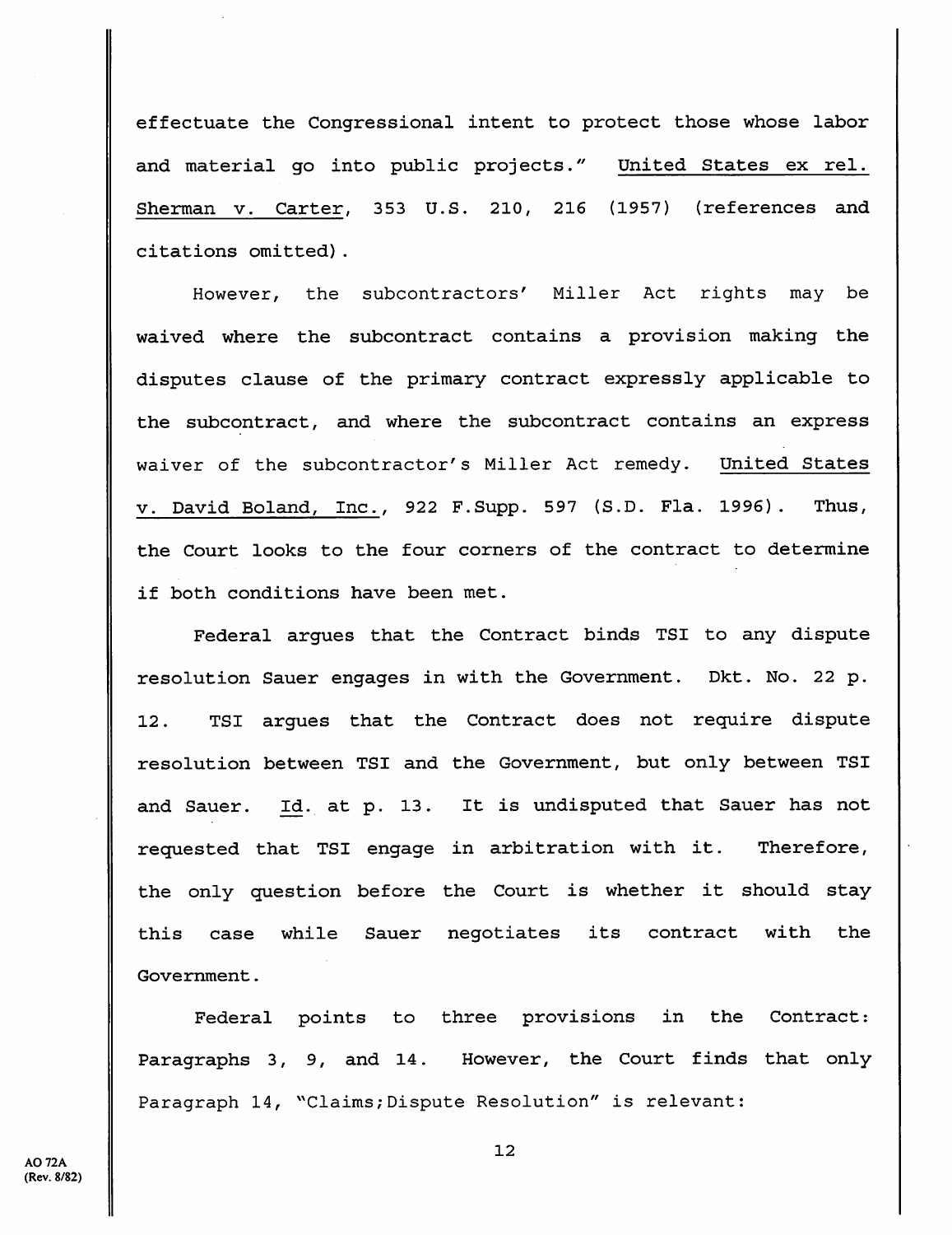effectuate the Congressional intent to protect those whose labor and material go into public projects." United States ex rel. Sherman v. Carter, 353 U.S. 210, 216 (1957) (references and citations omitted).

However, the subcontractors' Miller Act rights may be waived where the subcontract contains a provision making the disputes clause of the primary contract expressly applicable to the subcontract, and where the subcontract contains an express waiver of the subcontractor's Miller Act remedy. United States v. David Boland, Inc., 922 F.Supp. 597 (S.D. Fla. 1996). Thus, the Court looks to the four corners of the contract to determine if both conditions have been met.

Federal argues that the Contract binds TSI to any dispute resolution Sauer engages in with the Government. Dkt. No. 22 p. 12. TSI argues that the Contract does not require dispute resolution between TSI and the Government, but only between TSI and Sauer. Id. at p. 13. It is undisputed that Sauer has not requested that TSI engage in arbitration with it. Therefore, the only question before the Court is whether it should stay this case while Sauer negotiates its contract with the Government.

Federal points to three provisions in the Contract: Paragraphs 3, 9, and 14. However, the Court finds that only Paragraph 14, "Claims;Dispute Resolution" is relevant: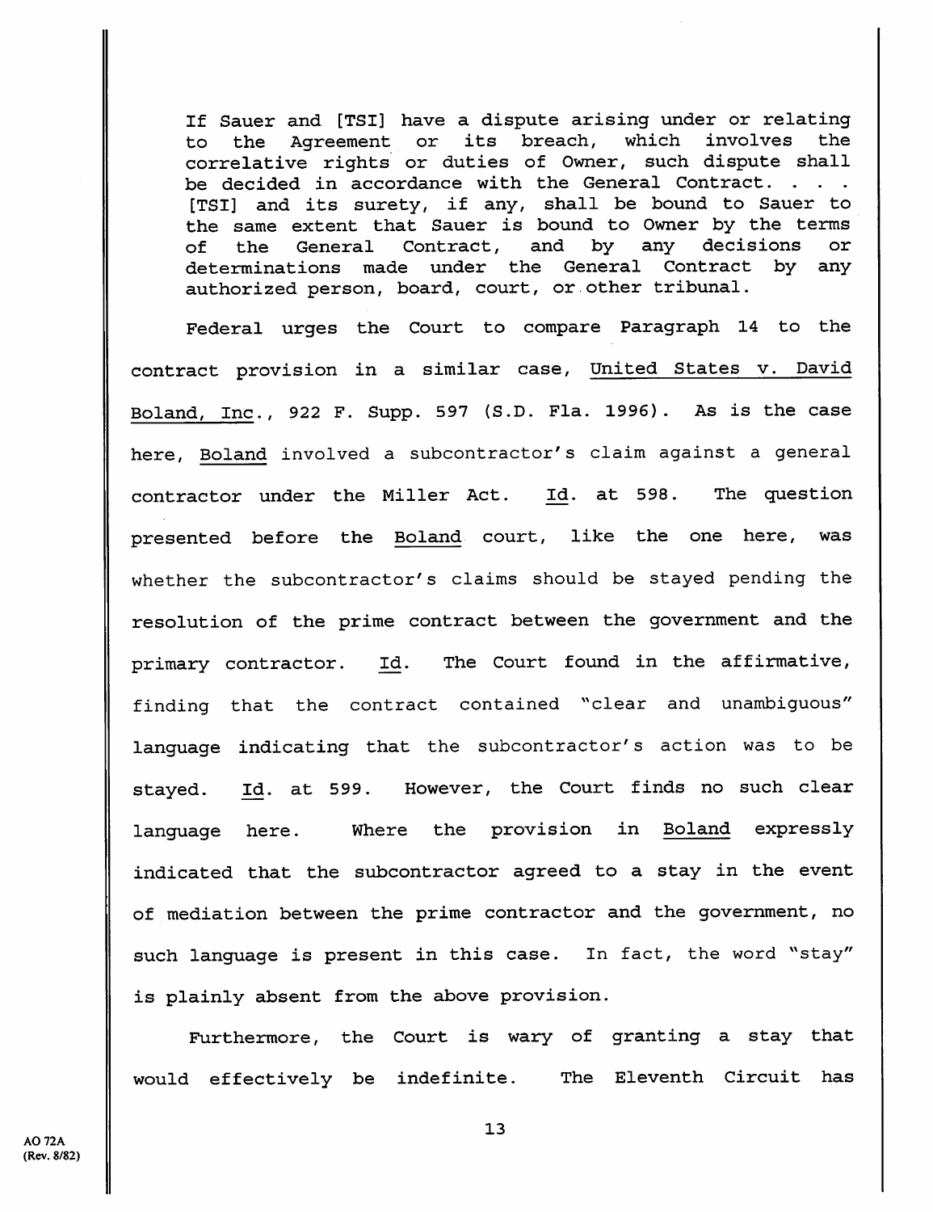> If Sauer and [TSI] have a dispute arising under or relating to the Agreement or its breach, which involves the correlative rights or duties of Owner, such dispute shall be decided in accordance with the General Contract. . . . [TSI] and its surety, if any, shall be bound to Sauer to the same extent that Sauer is bound to Owner by the terms of the General Contract, and by any decisions or determinations made under the General Contract by any authorized person, board, court, or other tribunal.

Federal urges the Court to compare Paragraph 14 to the contract provision in a similar case, United States v. David Boland, Inc., 922 F. Supp. 597 (S.D. Fla. 1996). As is the case here, Boland involved a subcontractor's claim against a general contractor under the Miller Act. Id. at 598. The question presented before the Boland court, like the one here, was whether the subcontractor's claims should be stayed pending the resolution of the prime contract between the government and the primary contractor. Id. The Court found in the affirmative, finding that the contract contained "clear and unambiguous" language indicating that the subcontractor's action was to be stayed. Id. at 599. However, the Court finds no such clear language here. Where the provision in Boland expressly indicated that the subcontractor agreed to a stay in the event of mediation between the prime contractor and the government, no such language is present in this case. In fact, the word "stay" is plainly absent from the above provision.

Furthermore, the Court is wary of granting a stay that would effectively be indefinite. The Eleventh Circuit has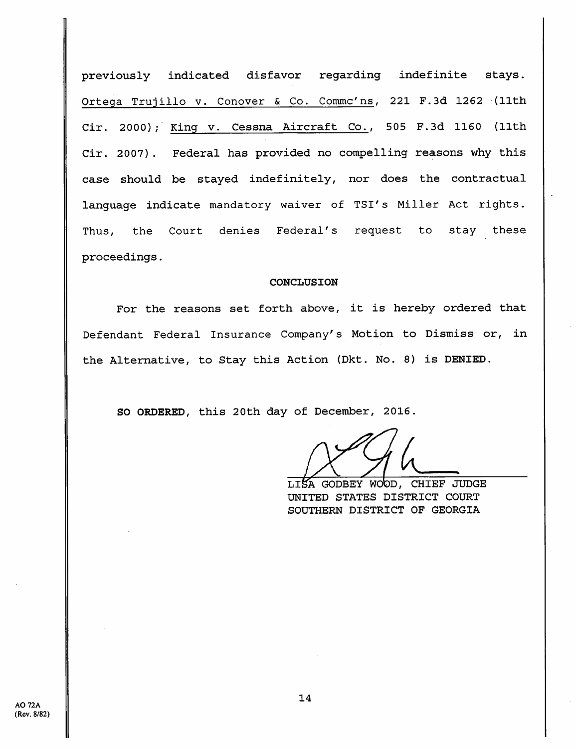previously indicated disfavor regarding indefinite stays. Ortega Trujillo v. Conover & Co. Commc'ns, 221 F.3d 1262 (11th Cir. 2000); King v. Cessna Aircraft Co., 505 F.3d 1160 (11th Cir. 2007). Federal has provided no compelling reasons why this case should be stayed indefinitely, nor does the contractual language indicate mandatory waiver of TSI's Miller Act rights. Thus, the Court denies Federal's request to stay these proceedings.

## CONCLUSION

For the reasons set forth above, it is hereby ordered that Defendant Federal Insurance Company's Motion to Dismiss or, in the Alternative, to Stay this Action (Dkt. No. 8) is **DENIED**.

**SO ORDERED**, this 20th day of December, 2016.

LISA GODBEY WOOD, CHIEF JUDGE
UNITED STATES DISTRICT COURT
SOUTHERN DISTRICT OF GEORGIA